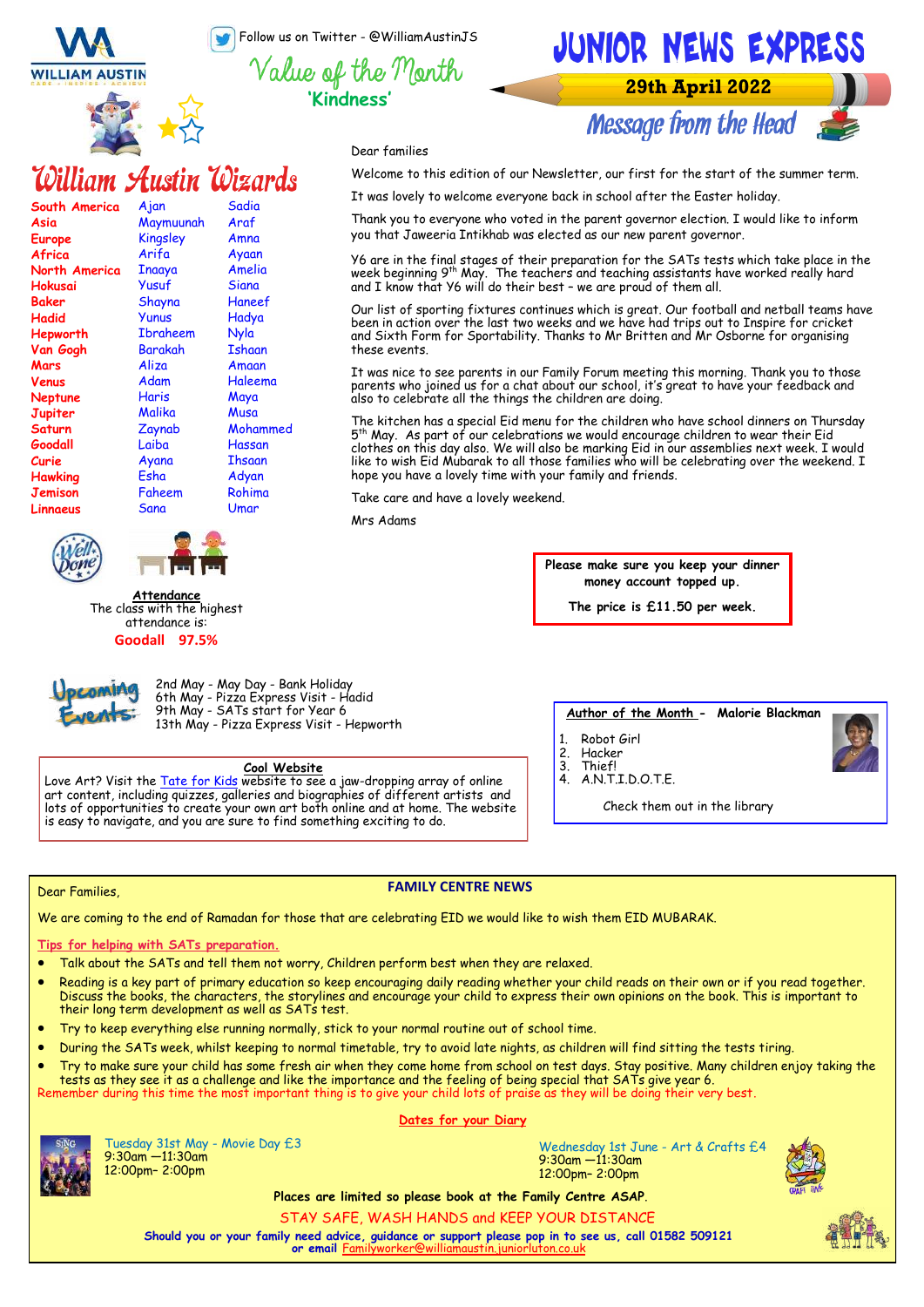Follow us on Twitter - @WilliamAustinJS

# Value of the Month

**'Kindness'**

# JUNIOR NEWS EXPRESS

**29th April 2022**

## William Austin Wizards

| | | |
|---|---|---|
| South America | Ajan | Sadia |
| Asia | Maymuunah | Araf |
| Europe | Kingsley | Amna |
| Africa | Arifa | Ayaan |
| North America | Inaaya | Amelia |
| Hokusai | Yusuf | Siana |
| Baker | Shayna | Haneef |
| Hadid | Yunus | Hadya |
| Hepworth | Ibraheem | Nyla |
| Van Gogh | Barakah | Ishaan |
| Mars | Aliza | Amaan |
| Venus | Adam | Haleema |
| Neptune | Haris | Maya |
| Jupiter | Malika | Musa |
| Saturn | Zaynab | Mohammed |
| Goodall | Laiba | Hassan |
| Curie | Ayana | Ihsaan |
| Hawking | Esha | Adyan |
| Jemison | Faheem | Rohima |
| Linnaeus | Sana | Umar |

**Attendance**

The class with the highest attendance is:

**Goodall 97.5%**

## Message from the Head

Dear families

Welcome to this edition of our Newsletter, our first for the start of the summer term.

It was lovely to welcome everyone back in school after the Easter holiday.

Thank you to everyone who voted in the parent governor election. I would like to inform you that Jaweeria Intikhab was elected as our new parent governor.

Y6 are in the final stages of their preparation for the SATs tests which take place in the week beginning 9th May. The teachers and teaching assistants have worked really hard and I know that Y6 will do their best – we are proud of them all.

Our list of sporting fixtures continues which is great. Our football and netball teams have been in action over the last two weeks and we have had trips out to Inspire for cricket and Sixth Form for Sportability. Thanks to Mr Britten and Mr Osborne for organising these events.

It was nice to see parents in our Family Forum meeting this morning. Thank you to those parents who joined us for a chat about our school, it's great to have your feedback and also to celebrate all the things the children are doing.

The kitchen has a special Eid menu for the children who have school dinners on Thursday 5th May. As part of our celebrations we would encourage children to wear their Eid clothes on this day also. We will also be marking Eid in our assemblies next week. I would like to wish Eid Mubarak to all those families who will be celebrating over the weekend. I hope you have a lovely time with your family and friends.

Take care and have a lovely weekend.

Mrs Adams

**Please make sure you keep your dinner money account topped up.**

**The price is £11.50 per week.**

## Upcoming Events:

2nd May - May Day - Bank Holiday
6th May - Pizza Express Visit - Hadid
9th May - SATs start for Year 6
13th May - Pizza Express Visit - Hepworth

**Cool Website**

Love Art? Visit the Tate for Kids website to see a jaw-dropping array of online art content, including quizzes, galleries and biographies of different artists and lots of opportunities to create your own art both online and at home. The website is easy to navigate, and you are sure to find something exciting to do.

**Author of the Month - Malorie Blackman**

1. Robot Girl
2. Hacker
3. Thief!
4. A.N.T.I.D.O.T.E.

Check them out in the library

## FAMILY CENTRE NEWS

Dear Families,

We are coming to the end of Ramadan for those that are celebrating EID we would like to wish them EID MUBARAK.

**Tips for helping with SATs preparation.**

- Talk about the SATs and tell them not worry, Children perform best when they are relaxed.
- Reading is a key part of primary education so keep encouraging daily reading whether your child reads on their own or if you read together. Discuss the books, the characters, the storylines and encourage your child to express their own opinions on the book. This is important to their long term development as well as SATs test.
- Try to keep everything else running normally, stick to your normal routine out of school time.
- During the SATs week, whilst keeping to normal timetable, try to avoid late nights, as children will find sitting the tests tiring.
- Try to make sure your child has some fresh air when they come home from school on test days. Stay positive. Many children enjoy taking the tests as they see it as a challenge and like the importance and the feeling of being special that SATs give year 6.

Remember during this time the most important thing is to give your child lots of praise as they will be doing their very best.

**Dates for your Diary**

Tuesday 31st May - Movie Day £3
9:30am —11:30am
12:00pm– 2:00pm

Wednesday 1st June - Art & Crafts £4
9:30am —11:30am
12:00pm– 2:00pm

**Places are limited so please book at the Family Centre ASAP.**

STAY SAFE, WASH HANDS and KEEP YOUR DISTANCE

**Should you or your family need advice, guidance or support please pop in to see us, call 01582 509121 or email** Familyworker@williamaustin.juniorluton.co.uk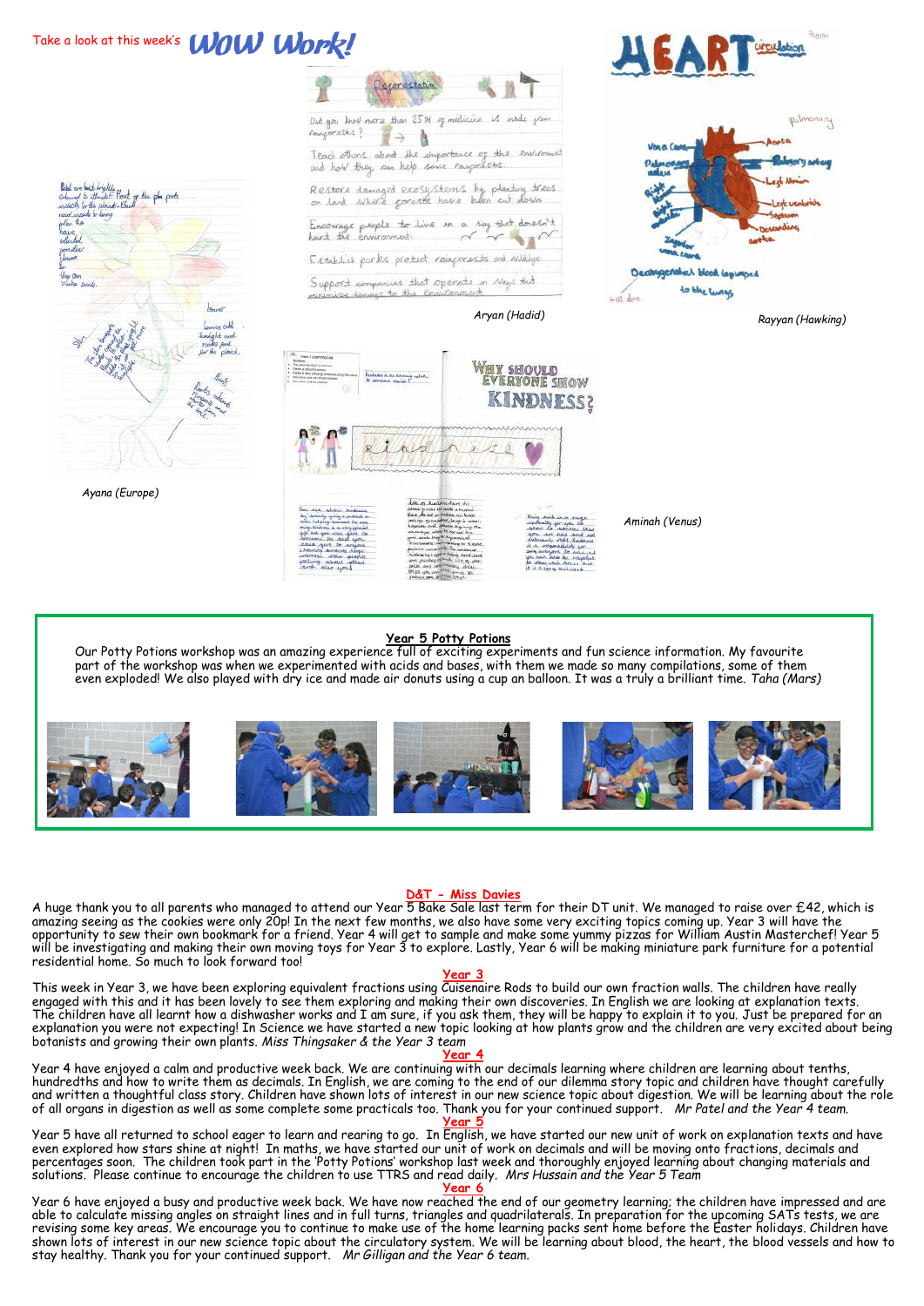Take a look at this week's **WOW Work!**

Aryan (Hadid)

Rayyan (Hawking)

Ayana (Europe)

Aminah (Venus)

## Year 5 Potty Potions

Our Potty Potions workshop was an amazing experience full of exciting experiments and fun science information. My favourite part of the workshop was when we experimented with acids and bases, with them we made so many compilations, some of them even exploded! We also played with dry ice and made air donuts using a cup an balloon. It was a truly a brilliant time. *Taha (Mars)*

## D&T - Miss Davies

A huge thank you to all parents who managed to attend our Year 5 Bake Sale last term for their DT unit. We managed to raise over £42, which is amazing seeing as the cookies were only 20p! In the next few months, we also have some very exciting topics coming up. Year 3 will have the opportunity to sew their own bookmark for a friend. Year 4 will get to sample and make some yummy pizzas for William Austin Masterchef! Year 5 will be investigating and making their own moving toys for Year 3 to explore. Lastly, Year 6 will be making miniature park furniture for a potential residential home. So much to look forward too!

## Year 3

This week in Year 3, we have been exploring equivalent fractions using Cuisenaire Rods to build our own fraction walls. The children have really engaged with this and it has been lovely to see them exploring and making their own discoveries. In English we are looking at explanation texts. The children have all learnt how a dishwasher works and I am sure, if you ask them, they will be happy to explain it to you. Just be prepared for an explanation you were not expecting! In Science we have started a new topic looking at how plants grow and the children are very excited about being botanists and growing their own plants. *Miss Thingsaker & the Year 3 team*

## Year 4

Year 4 have enjoyed a calm and productive week back. We are continuing with our decimals learning where children are learning about tenths, hundredths and how to write them as decimals. In English, we are coming to the end of our dilemma story topic and children have thought carefully and written a thoughtful class story. Children have shown lots of interest in our new science topic about digestion. We will be learning about the role of all organs in digestion as well as some complete some practicals too. Thank you for your continued support. *Mr Patel and the Year 4 team.*

## Year 5

Year 5 have all returned to school eager to learn and rearing to go. In English, we have started our new unit of work on explanation texts and have even explored how stars shine at night! In maths, we have started our unit of work on decimals and will be moving onto fractions, decimals and percentages soon. The children took part in the 'Potty Potions' workshop last week and thoroughly enjoyed learning about changing materials and solutions. Please continue to encourage the children to use TTRS and read daily. *Mrs Hussain and the Year 5 Team*

## Year 6

Year 6 have enjoyed a busy and productive week back. We have now reached the end of our geometry learning; the children have impressed and are able to calculate missing angles on straight lines and in full turns, triangles and quadrilaterals. In preparation for the upcoming SATs tests, we are revising some key areas. We encourage you to continue to make use of the home learning packs sent home before the Easter holidays. Children have shown lots of interest in our new science topic about the circulatory system. We will be learning about blood, the heart, the blood vessels and how to stay healthy. Thank you for your continued support. *Mr Gilligan and the Year 6 team.*